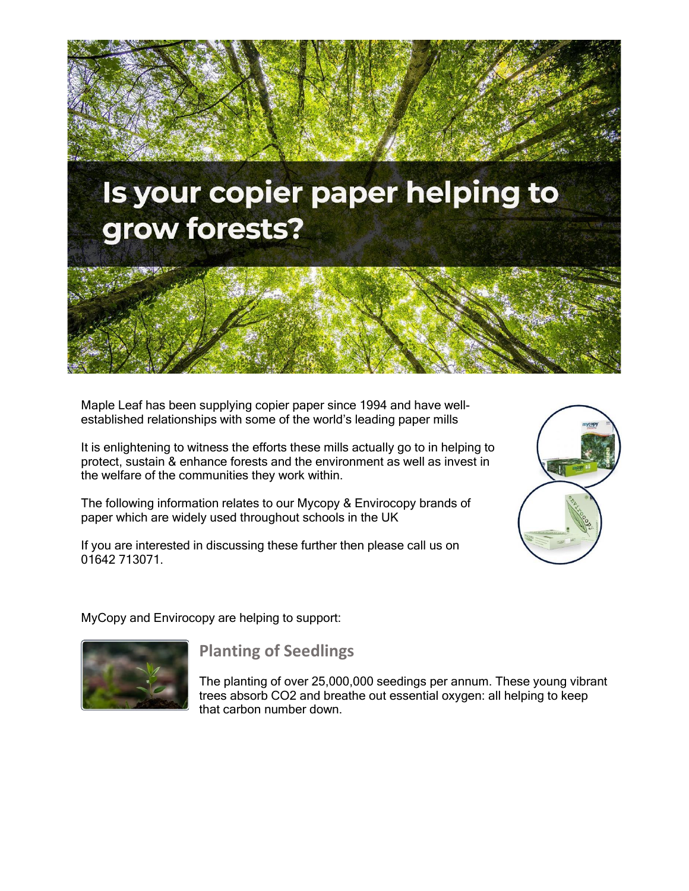# Is your copier paper helping to grow forests?

Maple Leaf has been supplying copier paper since 1994 and have well-established relationships with some of the world's leading paper mills

It is enlightening to witness the efforts these mills actually go to in helping to protect, sustain & enhance forests and the environment as well as invest in the welfare of the communities they work within.

The following information relates to our Mycopy & Envirocopy brands of paper which are widely used throughout schools in the UK

If you are interested in discussing these further then please call us on 01642 713071.

MyCopy and Envirocopy are helping to support:

### Planting of Seedlings

The planting of over 25,000,000 seedings per annum. These young vibrant trees absorb $CO_2$ and breathe out essential oxygen: all helping to keep that carbon number down.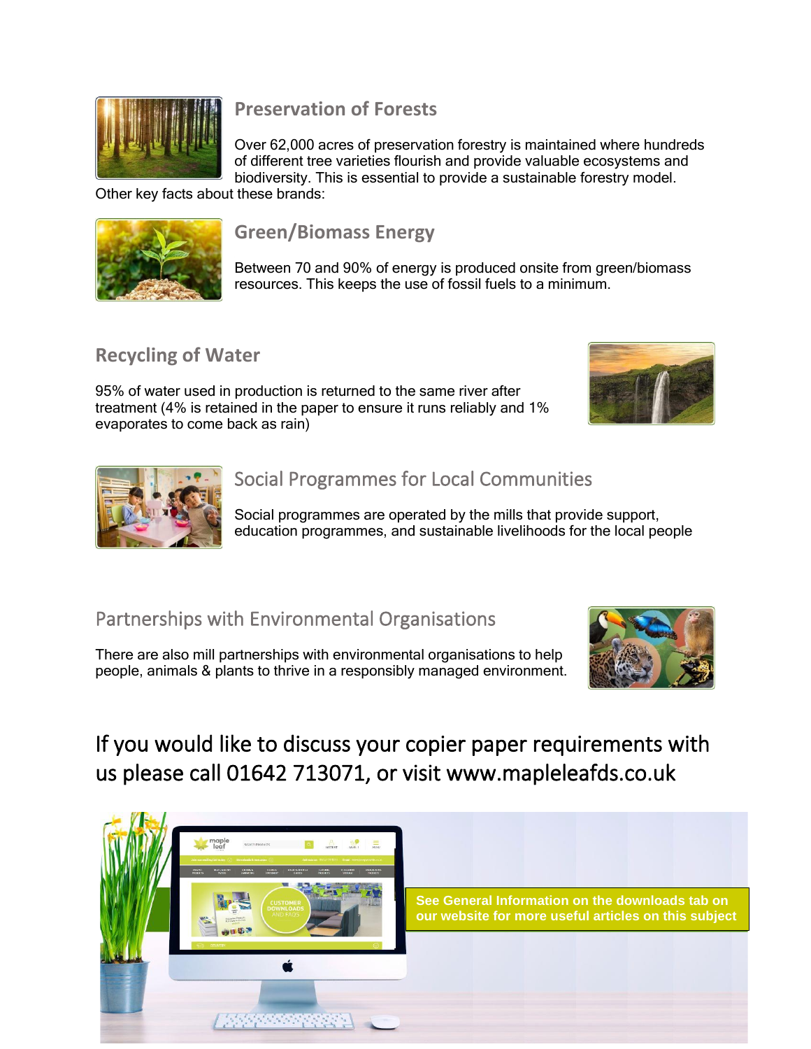## Preservation of Forests

Over 62,000 acres of preservation forestry is maintained where hundreds of different tree varieties flourish and provide valuable ecosystems and biodiversity. This is essential to provide a sustainable forestry model.

Other key facts about these brands:

## Green/Biomass Energy

Between 70 and 90% of energy is produced onsite from green/biomass resources. This keeps the use of fossil fuels to a minimum.

## Recycling of Water

95% of water used in production is returned to the same river after treatment (4% is retained in the paper to ensure it runs reliably and 1% evaporates to come back as rain)

## Social Programmes for Local Communities

Social programmes are operated by the mills that provide support, education programmes, and sustainable livelihoods for the local people

## Partnerships with Environmental Organisations

There are also mill partnerships with environmental organisations to help people, animals & plants to thrive in a responsibly managed environment.

# If you would like to discuss your copier paper requirements with us please call 01642 713071, or visit www.mapleleafds.co.uk

**See General Information on the downloads tab on our website for more useful articles on this subject**